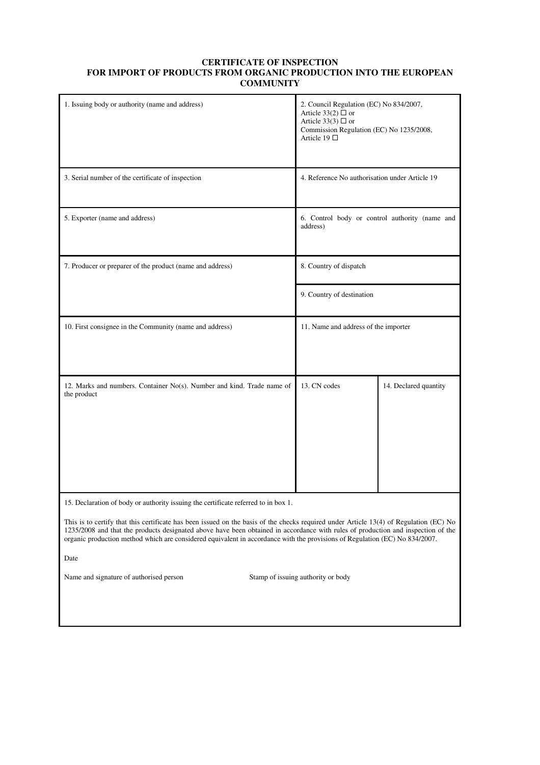# CERTIFICATE OF INSPECTION
# FOR IMPORT OF PRODUCTS FROM ORGANIC PRODUCTION INTO THE EUROPEAN COMMUNITY

| | | |
|---|---|---|
| 1. Issuing body or authority (name and address) | 2. Council Regulation (EC) No 834/2007,<br>Article 33(2) ☐ or<br>Article 33(3) ☐ or<br>Commission Regulation (EC) No 1235/2008,<br>Article 19 ☐ | |
| 3. Serial number of the certificate of inspection | 4. Reference No authorisation under Article 19 | |
| 5. Exporter (name and address) | 6. Control body or control authority (name and address) | |
| 7. Producer or preparer of the product (name and address) | 8. Country of dispatch | |
| | 9. Country of destination | |
| 10. First consignee in the Community (name and address) | 11. Name and address of the importer | |
| 12. Marks and numbers. Container No(s). Number and kind. Trade name of the product | 13. CN codes | 14. Declared quantity |

15. Declaration of body or authority issuing the certificate referred to in box 1.

This is to certify that this certificate has been issued on the basis of the checks required under Article 13(4) of Regulation (EC) No 1235/2008 and that the products designated above have been obtained in accordance with rules of production and inspection of the organic production method which are considered equivalent in accordance with the provisions of Regulation (EC) No 834/2007.

Date

Name and signature of authorised person

Stamp of issuing authority or body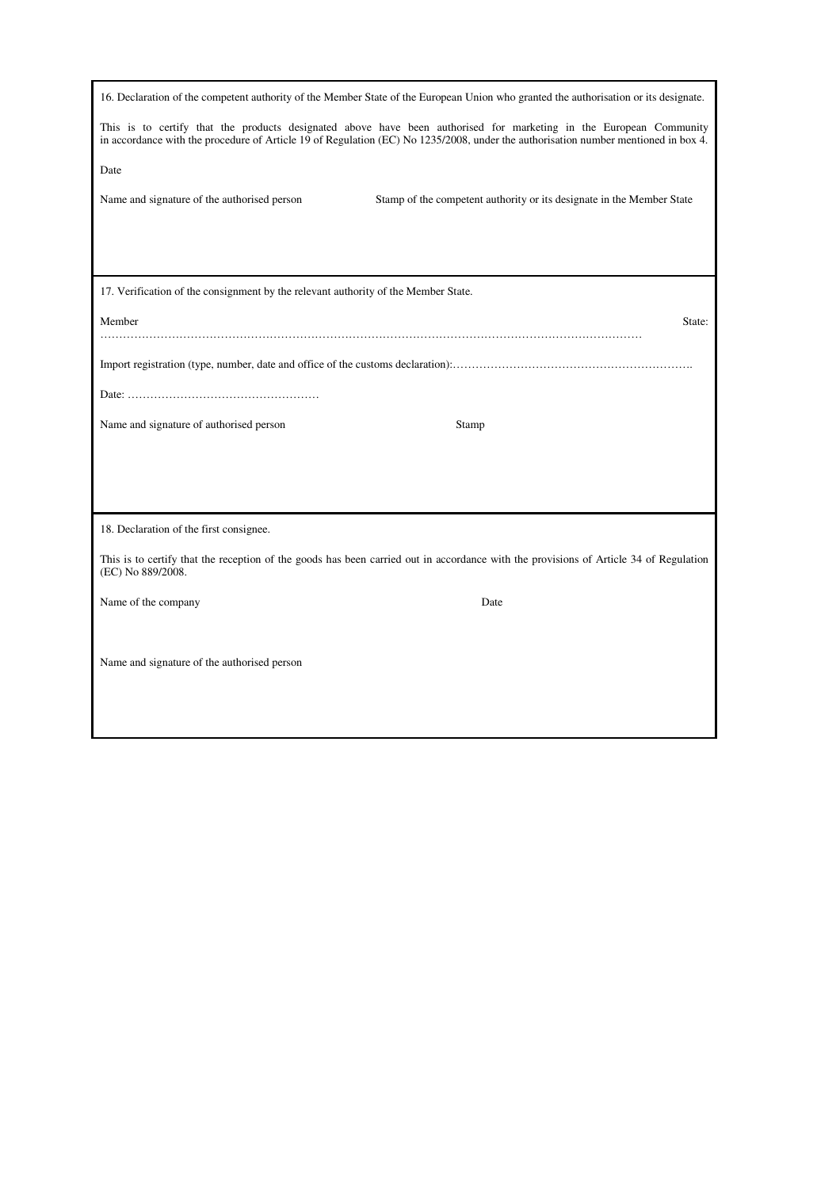16. Declaration of the competent authority of the Member State of the European Union who granted the authorisation or its designate.

This is to certify that the products designated above have been authorised for marketing in the European Community in accordance with the procedure of Article 19 of Regulation (EC) No 1235/2008, under the authorisation number mentioned in box 4.

Date

Name and signature of the authorised person

Stamp of the competent authority or its designate in the Member State

17. Verification of the consignment by the relevant authority of the Member State.

Member State: ……………………………………………………………………………………………………………………………

Import registration (type, number, date and office of the customs declaration):……………………………………………………….

Date: ……………………………………………

Name and signature of authorised person

Stamp

18. Declaration of the first consignee.

This is to certify that the reception of the goods has been carried out in accordance with the provisions of Article 34 of Regulation (EC) No 889/2008.

Name of the company

Date

Name and signature of the authorised person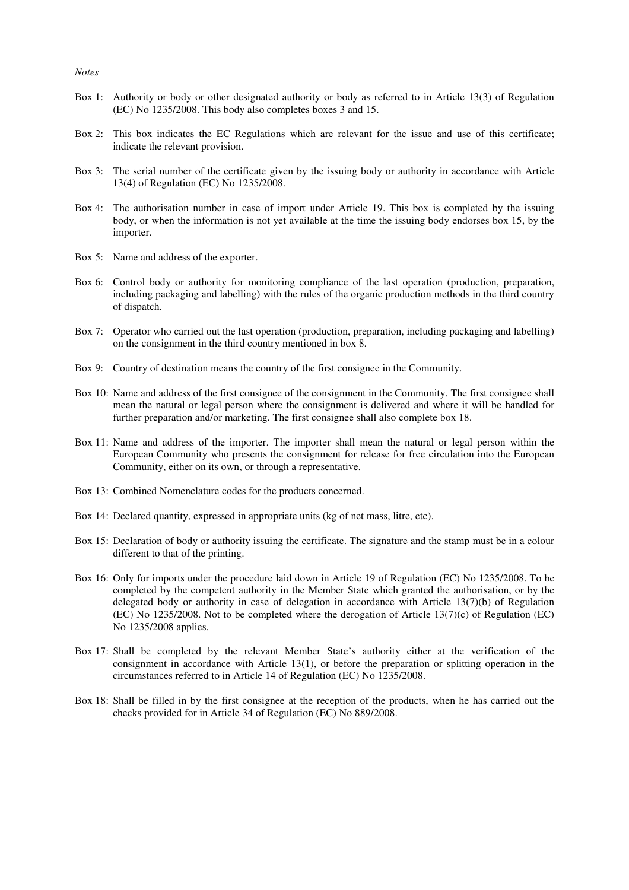*Notes*

Box 1: Authority or body or other designated authority or body as referred to in Article 13(3) of Regulation (EC) No 1235/2008. This body also completes boxes 3 and 15.

Box 2: This box indicates the EC Regulations which are relevant for the issue and use of this certificate; indicate the relevant provision.

Box 3: The serial number of the certificate given by the issuing body or authority in accordance with Article 13(4) of Regulation (EC) No 1235/2008.

Box 4: The authorisation number in case of import under Article 19. This box is completed by the issuing body, or when the information is not yet available at the time the issuing body endorses box 15, by the importer.

Box 5: Name and address of the exporter.

Box 6: Control body or authority for monitoring compliance of the last operation (production, preparation, including packaging and labelling) with the rules of the organic production methods in the third country of dispatch.

Box 7: Operator who carried out the last operation (production, preparation, including packaging and labelling) on the consignment in the third country mentioned in box 8.

Box 9: Country of destination means the country of the first consignee in the Community.

Box 10: Name and address of the first consignee of the consignment in the Community. The first consignee shall mean the natural or legal person where the consignment is delivered and where it will be handled for further preparation and/or marketing. The first consignee shall also complete box 18.

Box 11: Name and address of the importer. The importer shall mean the natural or legal person within the European Community who presents the consignment for release for free circulation into the European Community, either on its own, or through a representative.

Box 13: Combined Nomenclature codes for the products concerned.

Box 14: Declared quantity, expressed in appropriate units (kg of net mass, litre, etc).

Box 15: Declaration of body or authority issuing the certificate. The signature and the stamp must be in a colour different to that of the printing.

Box 16: Only for imports under the procedure laid down in Article 19 of Regulation (EC) No 1235/2008. To be completed by the competent authority in the Member State which granted the authorisation, or by the delegated body or authority in case of delegation in accordance with Article 13(7)(b) of Regulation (EC) No 1235/2008. Not to be completed where the derogation of Article 13(7)(c) of Regulation (EC) No 1235/2008 applies.

Box 17: Shall be completed by the relevant Member State's authority either at the verification of the consignment in accordance with Article 13(1), or before the preparation or splitting operation in the circumstances referred to in Article 14 of Regulation (EC) No 1235/2008.

Box 18: Shall be filled in by the first consignee at the reception of the products, when he has carried out the checks provided for in Article 34 of Regulation (EC) No 889/2008.